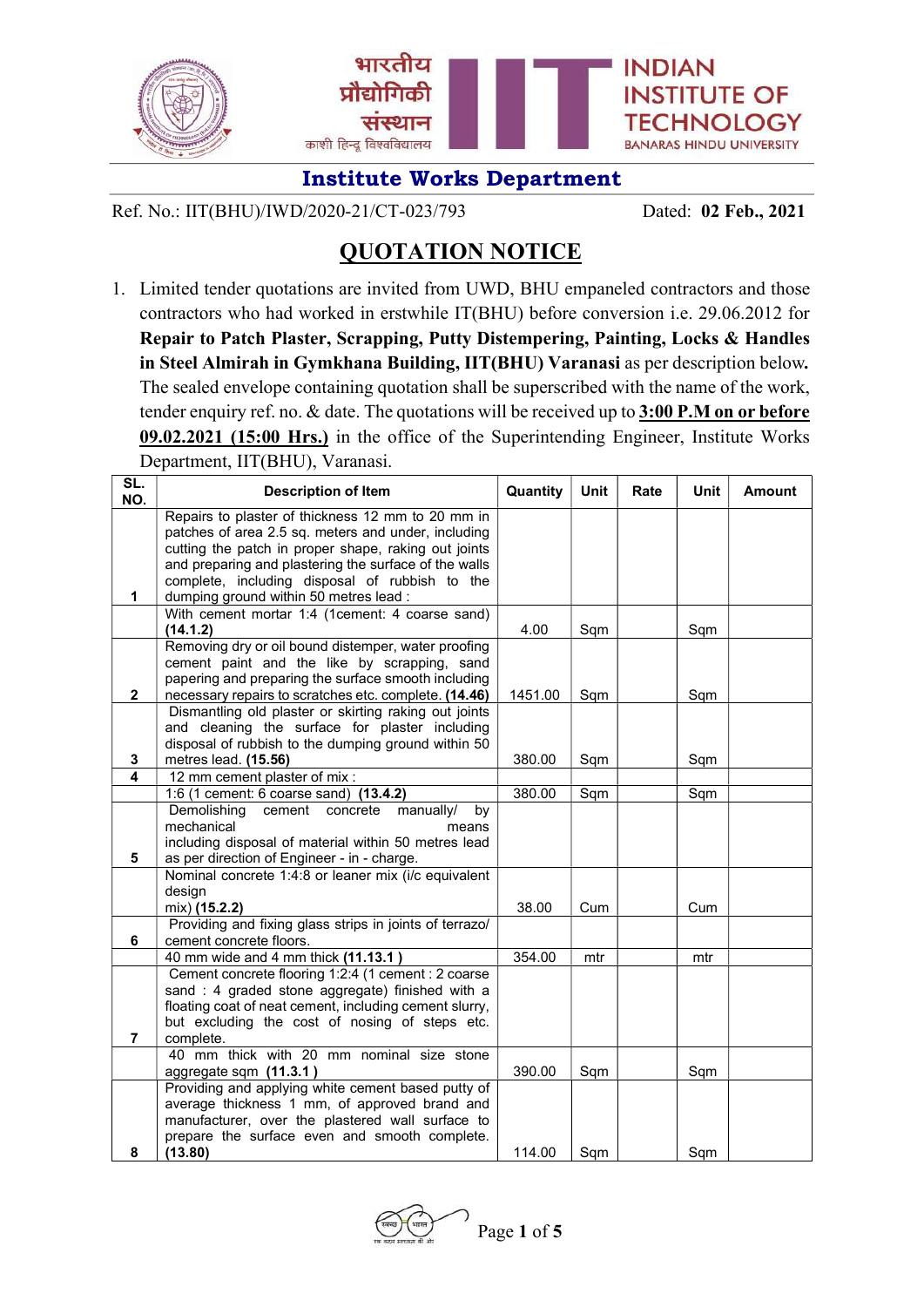भारतीय प्रौद्योगिकी संस्थान
काशी हिन्दू विश्वविद्यालय

INDIAN INSTITUTE OF TECHNOLOGY
BANARAS HINDU UNIVERSITY

## Institute Works Department

Ref. No.: IIT(BHU)/IWD/2020-21/CT-023/793 Dated: **02 Feb., 2021**

# QUOTATION NOTICE

1. Limited tender quotations are invited from UWD, BHU empaneled contractors and those contractors who had worked in erstwhile IT(BHU) before conversion i.e. 29.06.2012 for **Repair to Patch Plaster, Scrapping, Putty Distempering, Painting, Locks & Handles in Steel Almirah in Gymkhana Building, IIT(BHU) Varanasi** as per description below**.** The sealed envelope containing quotation shall be superscribed with the name of the work, tender enquiry ref. no. & date. The quotations will be received up to **3:00 P.M on or before 09.02.2021 (15:00 Hrs.)** in the office of the Superintending Engineer, Institute Works Department, IIT(BHU), Varanasi.

| SL. NO. | Description of Item | Quantity | Unit | Rate | Unit | Amount |
|---|---|---|---|---|---|---|
| 1 | Repairs to plaster of thickness 12 mm to 20 mm in patches of area 2.5 sq. meters and under, including cutting the patch in proper shape, raking out joints and preparing and plastering the surface of the walls complete, including disposal of rubbish to the dumping ground within 50 metres lead : | | | | | |
| | With cement mortar 1:4 (1cement: 4 coarse sand) **(14.1.2)** | 4.00 | Sqm | | Sqm | |
| 2 | Removing dry or oil bound distemper, water proofing cement paint and the like by scrapping, sand papering and preparing the surface smooth including necessary repairs to scratches etc. complete. **(14.46)** | 1451.00 | Sqm | | Sqm | |
| 3 | Dismantling old plaster or skirting raking out joints and cleaning the surface for plaster including disposal of rubbish to the dumping ground within 50 metres lead. **(15.56)** | 380.00 | Sqm | | Sqm | |
| 4 | 12 mm cement plaster of mix : | | | | | |
| | 1:6 (1 cement: 6 coarse sand) **(13.4.2)** | 380.00 | Sqm | | Sqm | |
| 5 | Demolishing cement concrete manually/ by mechanical means including disposal of material within 50 metres lead as per direction of Engineer - in - charge. | | | | | |
| | Nominal concrete 1:4:8 or leaner mix (i/c equivalent design mix) **(15.2.2)** | 38.00 | Cum | | Cum | |
| 6 | Providing and fixing glass strips in joints of terrazo/ cement concrete floors. | | | | | |
| | 40 mm wide and 4 mm thick **(11.13.1 )** | 354.00 | mtr | | mtr | |
| 7 | Cement concrete flooring 1:2:4 (1 cement : 2 coarse sand : 4 graded stone aggregate) finished with a floating coat of neat cement, including cement slurry, but excluding the cost of nosing of steps etc. complete. | | | | | |
| | 40 mm thick with 20 mm nominal size stone aggregate sqm **(11.3.1 )** | 390.00 | Sqm | | Sqm | |
| 8 | Providing and applying white cement based putty of average thickness 1 mm, of approved brand and manufacturer, over the plastered wall surface to prepare the surface even and smooth complete. **(13.80)** | 114.00 | Sqm | | Sqm | |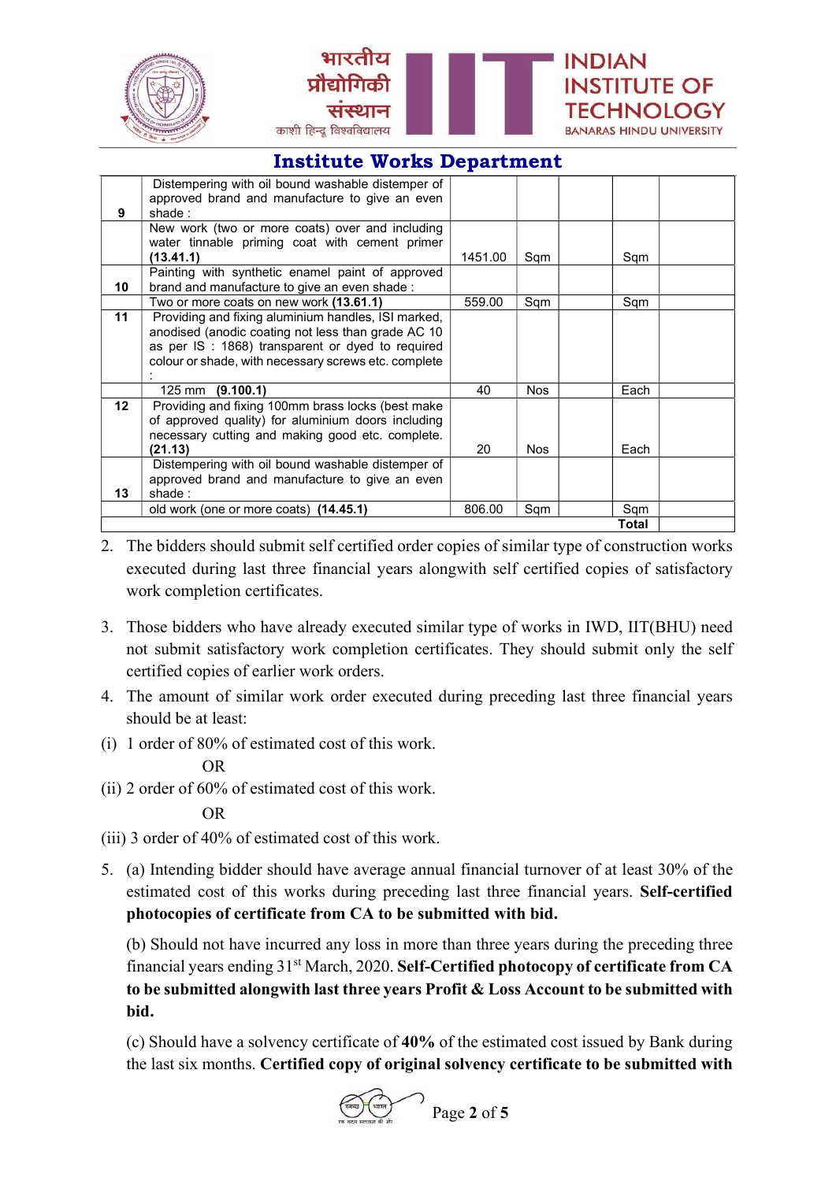## Institute Works Department

| | | | | | | |
|---|---|---|---|---|---|---|
| 9 | Distempering with oil bound washable distemper of approved brand and manufacture to give an even shade : | | | | | |
| | New work (two or more coats) over and including water tinnable priming coat with cement primer **(13.41.1)** | 1451.00 | Sqm | | Sqm | |
| 10 | Painting with synthetic enamel paint of approved brand and manufacture to give an even shade : | | | | | |
| | Two or more coats on new work **(13.61.1)** | 559.00 | Sqm | | Sqm | |
| 11 | Providing and fixing aluminium handles, ISI marked, anodised (anodic coating not less than grade AC 10 as per IS : 1868) transparent or dyed to required colour or shade, with necessary screws etc. complete : | | | | | |
| | 125 mm **(9.100.1)** | 40 | Nos | | Each | |
| 12 | Providing and fixing 100mm brass locks (best make of approved quality) for aluminium doors including necessary cutting and making good etc. complete. **(21.13)** | 20 | Nos | | Each | |
| 13 | Distempering with oil bound washable distemper of approved brand and manufacture to give an even shade : | | | | | |
| | old work (one or more coats) **(14.45.1)** | 806.00 | Sqm | | Sqm | |
| | | | | | **Total** | |

2. The bidders should submit self certified order copies of similar type of construction works executed during last three financial years alongwith self certified copies of satisfactory work completion certificates.

3. Those bidders who have already executed similar type of works in IWD, IIT(BHU) need not submit satisfactory work completion certificates. They should submit only the self certified copies of earlier work orders.

4. The amount of similar work order executed during preceding last three financial years should be at least:

(i) 1 order of 80% of estimated cost of this work.

OR

(ii) 2 order of 60% of estimated cost of this work.

OR

(iii) 3 order of 40% of estimated cost of this work.

5. (a) Intending bidder should have average annual financial turnover of at least 30% of the estimated cost of this works during preceding last three financial years. **Self-certified photocopies of certificate from CA to be submitted with bid.**

   (b) Should not have incurred any loss in more than three years during the preceding three financial years ending 31st March, 2020. **Self-Certified photocopy of certificate from CA to be submitted alongwith last three years Profit & Loss Account to be submitted with bid.**

   (c) Should have a solvency certificate of **40%** of the estimated cost issued by Bank during the last six months. **Certified copy of original solvency certificate to be submitted with**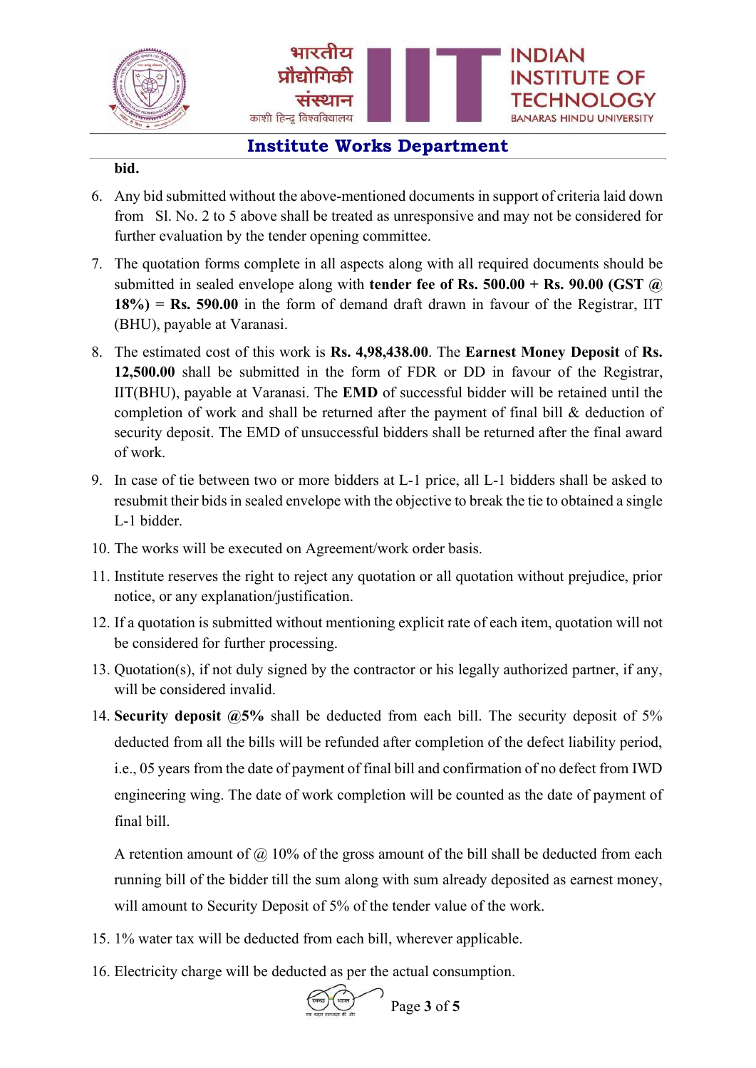**bid.**

6. Any bid submitted without the above-mentioned documents in support of criteria laid down from Sl. No. 2 to 5 above shall be treated as unresponsive and may not be considered for further evaluation by the tender opening committee.
7. The quotation forms complete in all aspects along with all required documents should be submitted in sealed envelope along with **tender fee of Rs. 500.00 + Rs. 90.00 (GST @ 18%) = Rs. 590.00** in the form of demand draft drawn in favour of the Registrar, IIT (BHU), payable at Varanasi.
8. The estimated cost of this work is **Rs. 4,98,438.00**. The **Earnest Money Deposit** of **Rs. 12,500.00** shall be submitted in the form of FDR or DD in favour of the Registrar, IIT(BHU), payable at Varanasi. The **EMD** of successful bidder will be retained until the completion of work and shall be returned after the payment of final bill & deduction of security deposit. The EMD of unsuccessful bidders shall be returned after the final award of work.
9. In case of tie between two or more bidders at L-1 price, all L-1 bidders shall be asked to resubmit their bids in sealed envelope with the objective to break the tie to obtained a single L-1 bidder.
10. The works will be executed on Agreement/work order basis.
11. Institute reserves the right to reject any quotation or all quotation without prejudice, prior notice, or any explanation/justification.
12. If a quotation is submitted without mentioning explicit rate of each item, quotation will not be considered for further processing.
13. Quotation(s), if not duly signed by the contractor or his legally authorized partner, if any, will be considered invalid.
14. **Security deposit @5%** shall be deducted from each bill. The security deposit of 5% deducted from all the bills will be refunded after completion of the defect liability period, i.e., 05 years from the date of payment of final bill and confirmation of no defect from IWD engineering wing. The date of work completion will be counted as the date of payment of final bill.

    A retention amount of @ 10% of the gross amount of the bill shall be deducted from each running bill of the bidder till the sum along with sum already deposited as earnest money, will amount to Security Deposit of 5% of the tender value of the work.
15. 1% water tax will be deducted from each bill, wherever applicable.
16. Electricity charge will be deducted as per the actual consumption.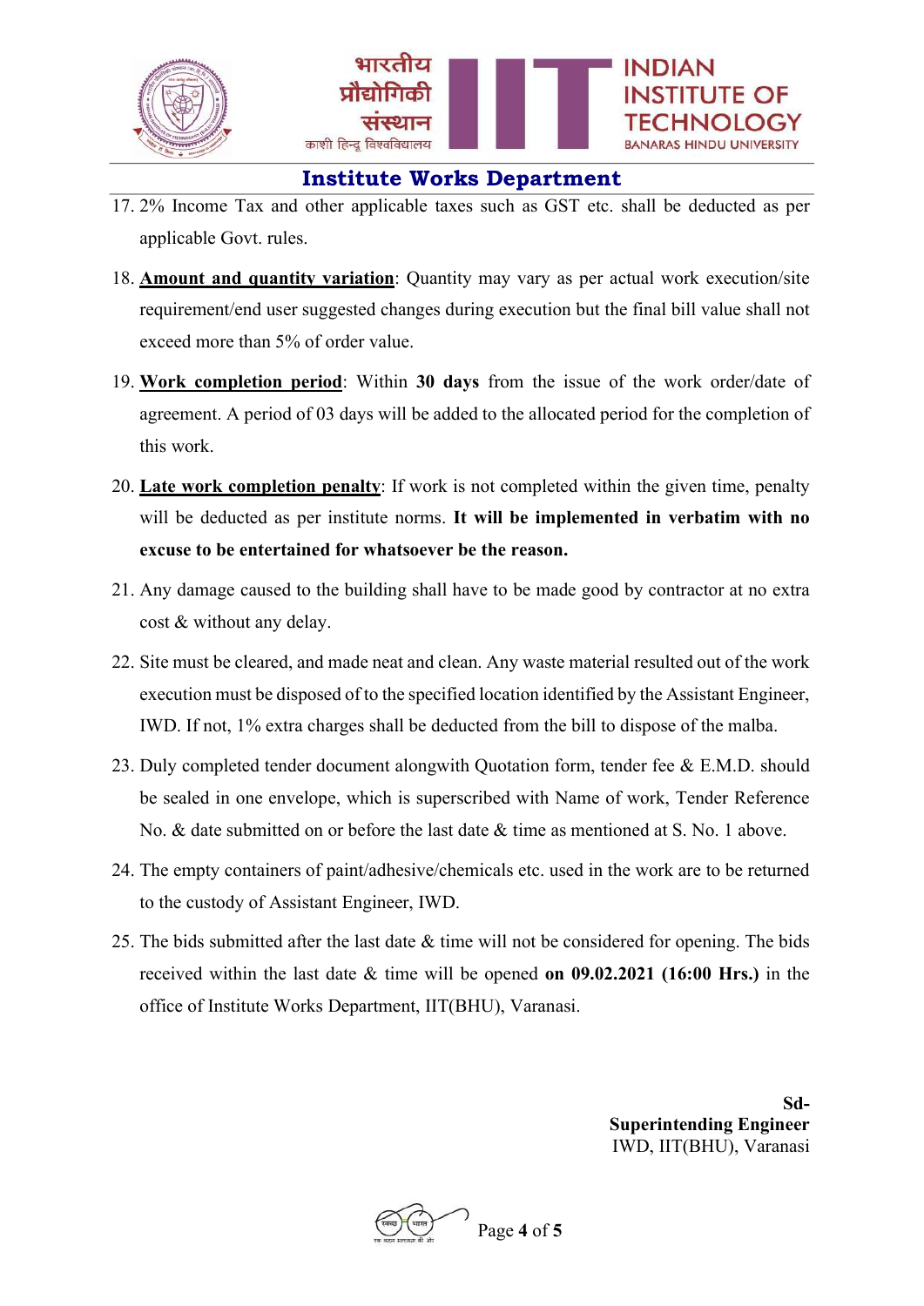## Institute Works Department

17. 2% Income Tax and other applicable taxes such as GST etc. shall be deducted as per applicable Govt. rules.
18. **<u>Amount and quantity variation</u>**: Quantity may vary as per actual work execution/site requirement/end user suggested changes during execution but the final bill value shall not exceed more than 5% of order value.
19. **<u>Work completion period</u>**: Within **30 days** from the issue of the work order/date of agreement. A period of 03 days will be added to the allocated period for the completion of this work.
20. **<u>Late work completion penalty</u>**: If work is not completed within the given time, penalty will be deducted as per institute norms. **It will be implemented in verbatim with no excuse to be entertained for whatsoever be the reason.**
21. Any damage caused to the building shall have to be made good by contractor at no extra cost & without any delay.
22. Site must be cleared, and made neat and clean. Any waste material resulted out of the work execution must be disposed of to the specified location identified by the Assistant Engineer, IWD. If not, 1% extra charges shall be deducted from the bill to dispose of the malba.
23. Duly completed tender document alongwith Quotation form, tender fee & E.M.D. should be sealed in one envelope, which is superscribed with Name of work, Tender Reference No. & date submitted on or before the last date & time as mentioned at S. No. 1 above.
24. The empty containers of paint/adhesive/chemicals etc. used in the work are to be returned to the custody of Assistant Engineer, IWD.
25. The bids submitted after the last date & time will not be considered for opening. The bids received within the last date & time will be opened **on 09.02.2021 (16:00 Hrs.)** in the office of Institute Works Department, IIT(BHU), Varanasi.

**Sd-**
**Superintending Engineer**
IWD, IIT(BHU), Varanasi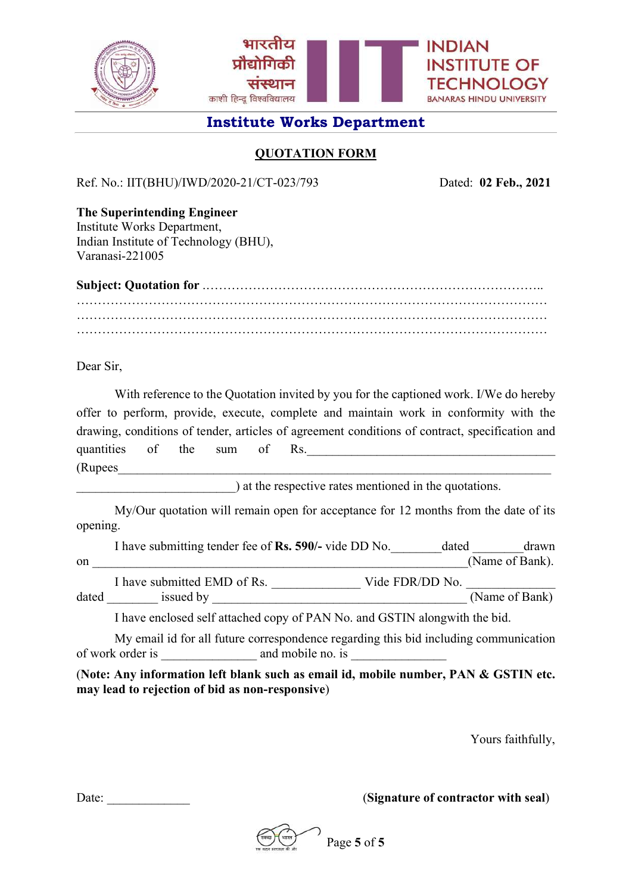भारतीय प्रौद्योगिकी संस्थान काशी हिन्दू विश्वविद्यालय

INDIAN INSTITUTE OF TECHNOLOGY BANARAS HINDU UNIVERSITY

## Institute Works Department

### QUOTATION FORM

Ref. No.: IIT(BHU)/IWD/2020-21/CT-023/793 Dated: **02 Feb., 2021**

**The Superintending Engineer**
Institute Works Department,
Indian Institute of Technology (BHU),
Varanasi-221005

**Subject: Quotation for** …………………………………………………………………………..
……………………………………………………………………………………………………
……………………………………………………………………………………………………
……………………………………………………………………………………………………

Dear Sir,

With reference to the Quotation invited by you for the captioned work. I/We do hereby offer to perform, provide, execute, complete and maintain work in conformity with the drawing, conditions of tender, articles of agreement conditions of contract, specification and quantities of the sum of Rs.________________________________________ (Rupees_________________________________________________________________ _________________________) at the respective rates mentioned in the quotations.

My/Our quotation will remain open for acceptance for 12 months from the date of its opening.

I have submitting tender fee of **Rs. 590/-** vide DD No.________dated ________drawn on ______________________________________________________________(Name of Bank).

I have submitted EMD of Rs. ______________ Vide FDR/DD No. ______________ dated ________ issued by __________________________________________ (Name of Bank)

I have enclosed self attached copy of PAN No. and GSTIN alongwith the bid.

My email id for all future correspondence regarding this bid including communication of work order is _______________ and mobile no. is _______________

(**Note: Any information left blank such as email id, mobile number, PAN & GSTIN etc. may lead to rejection of bid as non-responsive**)

Yours faithfully,

Date: _____________ (**Signature of contractor with seal**)